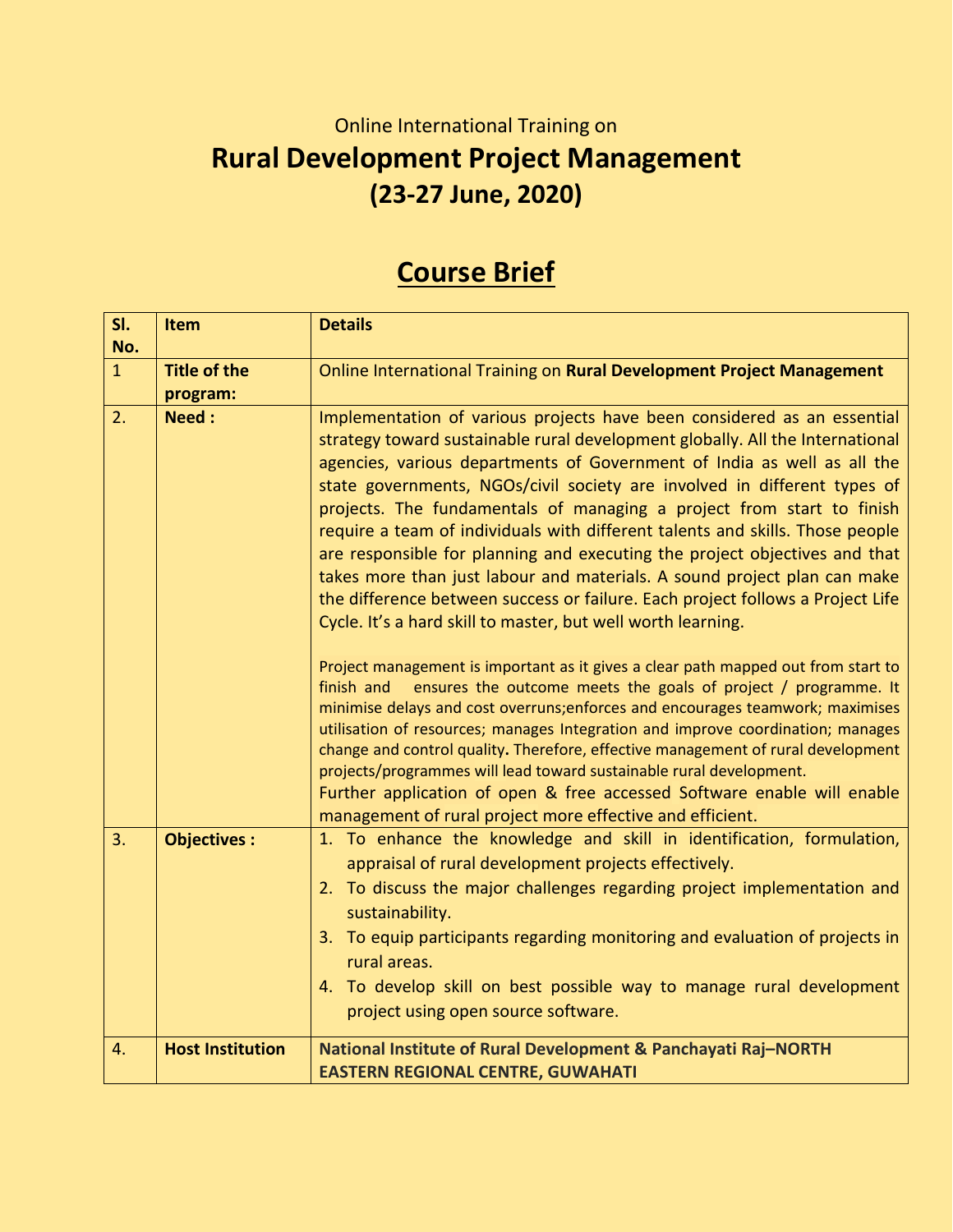Online International Training on

# Rural Development Project Management
## (23-27 June, 2020)

## Course Brief

| Sl. No. | Item | Details |
|---|---|---|
| 1 | **Title of the program:** | Online International Training on **Rural Development Project Management** |
| 2. | **Need :** | Implementation of various projects have been considered as an essential strategy toward sustainable rural development globally. All the International agencies, various departments of Government of India as well as all the state governments, NGOs/civil society are involved in different types of projects. The fundamentals of managing a project from start to finish require a team of individuals with different talents and skills. Those people are responsible for planning and executing the project objectives and that takes more than just labour and materials. A sound project plan can make the difference between success or failure. Each project follows a Project Life Cycle. It's a hard skill to master, but well worth learning.<br><br>Project management is important as it gives a clear path mapped out from start to finish and ensures the outcome meets the goals of project / programme. It minimise delays and cost overruns;enforces and encourages teamwork; maximises utilisation of resources; manages Integration and improve coordination; manages change and control quality**.** Therefore, effective management of rural development projects/programmes will lead toward sustainable rural development.<br>Further application of open & free accessed Software enable will enable management of rural project more effective and efficient. |
| 3. | **Objectives :** | 1. To enhance the knowledge and skill in identification, formulation, appraisal of rural development projects effectively.<br>2. To discuss the major challenges regarding project implementation and sustainability.<br>3. To equip participants regarding monitoring and evaluation of projects in rural areas.<br>4. To develop skill on best possible way to manage rural development project using open source software. |
| 4. | **Host Institution** | **National Institute of Rural Development & Panchayati Raj–NORTH EASTERN REGIONAL CENTRE, GUWAHATI** |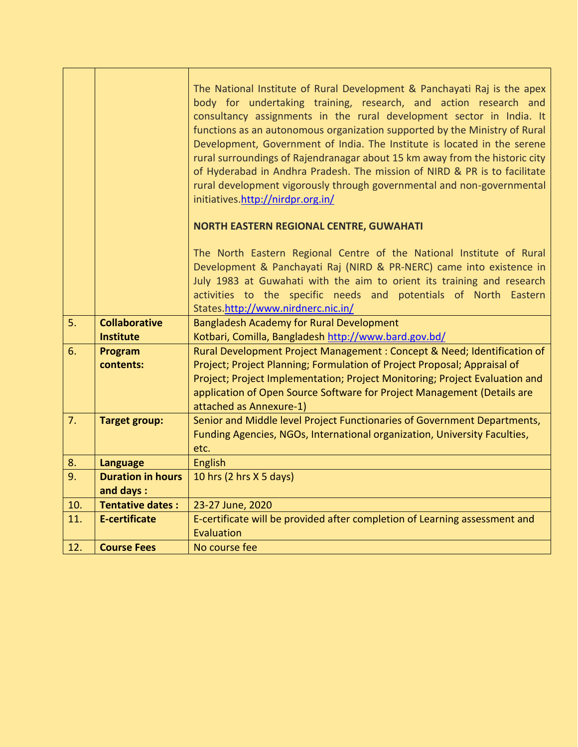| | | |
|---|---|---|
| | | The National Institute of Rural Development & Panchayati Raj is the apex body for undertaking training, research, and action research and consultancy assignments in the rural development sector in India. It functions as an autonomous organization supported by the Ministry of Rural Development, Government of India. The Institute is located in the serene rural surroundings of Rajendranagar about 15 km away from the historic city of Hyderabad in Andhra Pradesh. The mission of NIRD & PR is to facilitate rural development vigorously through governmental and non-governmental initiatives.http://nirdpr.org.in/<br><br>**NORTH EASTERN REGIONAL CENTRE, GUWAHATI**<br><br>The North Eastern Regional Centre of the National Institute of Rural Development & Panchayati Raj (NIRD & PR-NERC) came into existence in July 1983 at Guwahati with the aim to orient its training and research activities to the specific needs and potentials of North Eastern States.http://www.nirdnerc.nic.in/ |
| 5. | **Collaborative Institute** | Bangladesh Academy for Rural Development<br>Kotbari, Comilla, Bangladesh http://www.bard.gov.bd/ |
| 6. | **Program contents:** | Rural Development Project Management : Concept & Need; Identification of Project; Project Planning; Formulation of Project Proposal; Appraisal of Project; Project Implementation; Project Monitoring; Project Evaluation and application of Open Source Software for Project Management (Details are attached as Annexure-1) |
| 7. | **Target group:** | Senior and Middle level Project Functionaries of Government Departments, Funding Agencies, NGOs, International organization, University Faculties, etc. |
| 8. | **Language** | English |
| 9. | **Duration in hours and days :** | 10 hrs (2 hrs X 5 days) |
| 10. | **Tentative dates :** | 23-27 June, 2020 |
| 11. | **E-certificate** | E-certificate will be provided after completion of Learning assessment and Evaluation |
| 12. | **Course Fees** | No course fee |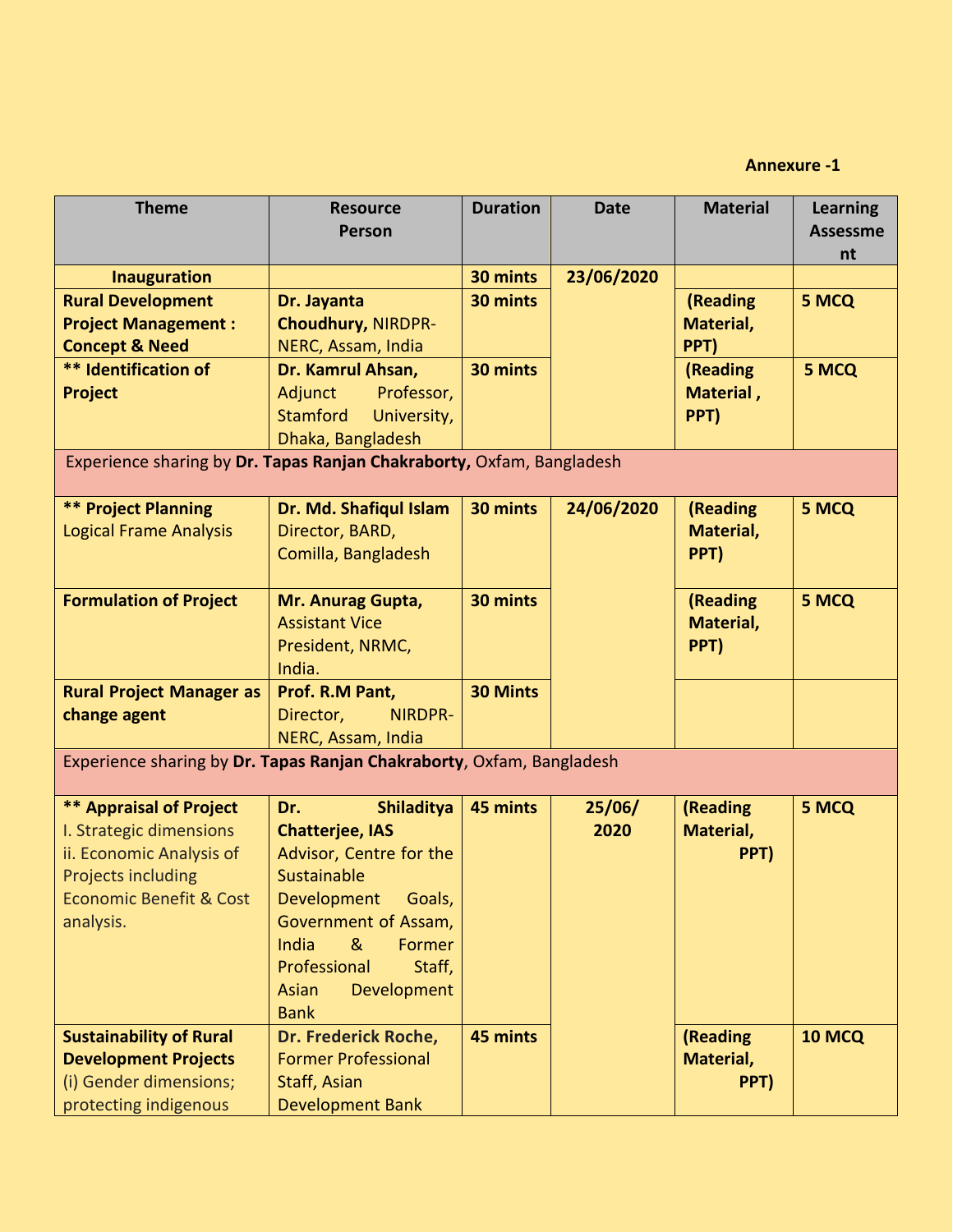**Annexure -1**

| Theme | Resource Person | Duration | Date | Material | Learning Assessment |
|---|---|---|---|---|---|
| **Inauguration** | | **30 mints** | **23/06/2020** | | |
| **Rural Development Project Management : Concept & Need** | **Dr. Jayanta Choudhury,** NIRDPR-NERC, Assam, India | **30 mints** | | **(Reading Material, PPT)** | **5 MCQ** |
| **\*\* Identification of Project** | **Dr. Kamrul Ahsan,** Adjunct Professor, Stamford University, Dhaka, Bangladesh | **30 mints** | | **(Reading Material , PPT)** | **5 MCQ** |
| Experience sharing by **Dr. Tapas Ranjan Chakraborty,** Oxfam, Bangladesh | | | | | |
| **\*\* Project Planning** Logical Frame Analysis | **Dr. Md. Shafiqul Islam** Director, BARD, Comilla, Bangladesh | **30 mints** | **24/06/2020** | **(Reading Material, PPT)** | **5 MCQ** |
| **Formulation of Project** | **Mr. Anurag Gupta,** Assistant Vice President, NRMC, India. | **30 mints** | | **(Reading Material, PPT)** | **5 MCQ** |
| **Rural Project Manager as change agent** | **Prof. R.M Pant,** Director, NIRDPR-NERC, Assam, India | **30 Mints** | | | |
| Experience sharing by **Dr. Tapas Ranjan Chakraborty**, Oxfam, Bangladesh | | | | | |
| **\*\* Appraisal of Project** I. Strategic dimensions ii. Economic Analysis of Projects including Economic Benefit & Cost analysis. | **Dr. Shiladitya Chatterjee, IAS** Advisor, Centre for the Sustainable Development Goals, Government of Assam, India & Former Professional Staff, Asian Development Bank | **45 mints** | **25/06/ 2020** | **(Reading Material, PPT)** | **5 MCQ** |
| **Sustainability of Rural Development Projects** (i) Gender dimensions; protecting indigenous | **Dr. Frederick Roche,** Former Professional Staff, Asian Development Bank | **45 mints** | | **(Reading Material, PPT)** | **10 MCQ** |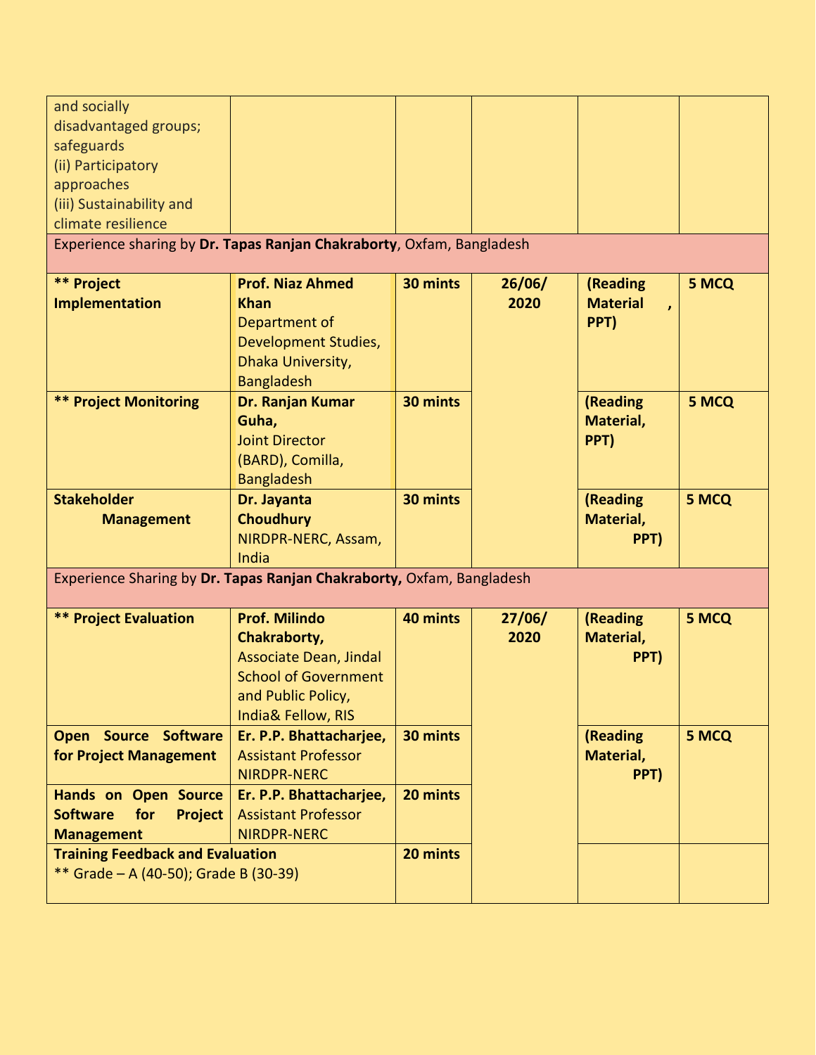| | | | | | |
|---|---|---|---|---|---|
| and socially disadvantaged groups; safeguards<br>(ii) Participatory approaches<br>(iii) Sustainability and climate resilience | | | | | |
| Experience sharing by **Dr. Tapas Ranjan Chakraborty**, Oxfam, Bangladesh | | | | | |
| **\*\* Project Implementation** | **Prof. Niaz Ahmed Khan** Department of Development Studies, Dhaka University, Bangladesh | **30 mints** | **26/06/ 2020** | **(Reading Material , PPT)** | **5 MCQ** |
| **\*\* Project Monitoring** | **Dr. Ranjan Kumar Guha,** Joint Director (BARD), Comilla, Bangladesh | **30 mints** | | **(Reading Material, PPT)** | **5 MCQ** |
| **Stakeholder Management** | **Dr. Jayanta Choudhury** NIRDPR-NERC, Assam, India | **30 mints** | | **(Reading Material, PPT)** | **5 MCQ** |
| Experience Sharing by **Dr. Tapas Ranjan Chakraborty,** Oxfam, Bangladesh | | | | | |
| **\*\* Project Evaluation** | **Prof. Milindo Chakraborty,** Associate Dean, Jindal School of Government and Public Policy, India& Fellow, RIS | **40 mints** | **27/06/ 2020** | **(Reading Material, PPT)** | **5 MCQ** |
| **Open Source Software for Project Management** | **Er. P.P. Bhattacharjee,** Assistant Professor NIRDPR-NERC | **30 mints** | | **(Reading Material, PPT)** | **5 MCQ** |
| **Hands on Open Source Software for Project Management** | **Er. P.P. Bhattacharjee,** Assistant Professor NIRDPR-NERC | **20 mints** | | | |
| **Training Feedback and Evaluation**<br>\*\* Grade – A (40-50); Grade B (30-39) | | **20 mints** | | | |